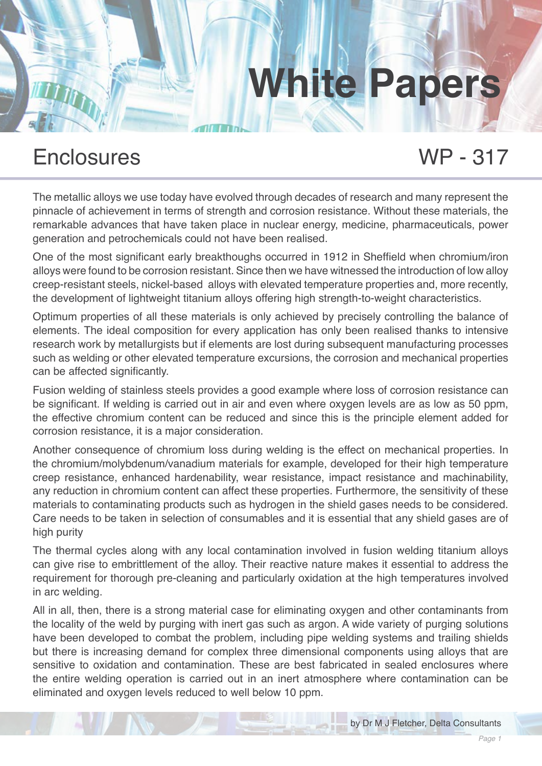# White Papers

## Enclosures

## WP - 317

The metallic alloys we use today have evolved through decades of research and many represent the pinnacle of achievement in terms of strength and corrosion resistance. Without these materials, the remarkable advances that have taken place in nuclear energy, medicine, pharmaceuticals, power generation and petrochemicals could not have been realised.

One of the most significant early breakthoughs occurred in 1912 in Sheffield when chromium/iron alloys were found to be corrosion resistant. Since then we have witnessed the introduction of low alloy creep-resistant steels, nickel-based alloys with elevated temperature properties and, more recently, the development of lightweight titanium alloys offering high strength-to-weight characteristics.

Optimum properties of all these materials is only achieved by precisely controlling the balance of elements. The ideal composition for every application has only been realised thanks to intensive research work by metallurgists but if elements are lost during subsequent manufacturing processes such as welding or other elevated temperature excursions, the corrosion and mechanical properties can be affected significantly.

Fusion welding of stainless steels provides a good example where loss of corrosion resistance can be significant. If welding is carried out in air and even where oxygen levels are as low as 50 ppm, the effective chromium content can be reduced and since this is the principle element added for corrosion resistance, it is a major consideration.

Another consequence of chromium loss during welding is the effect on mechanical properties. In the chromium/molybdenum/vanadium materials for example, developed for their high temperature creep resistance, enhanced hardenability, wear resistance, impact resistance and machinability, any reduction in chromium content can affect these properties. Furthermore, the sensitivity of these materials to contaminating products such as hydrogen in the shield gases needs to be considered. Care needs to be taken in selection of consumables and it is essential that any shield gases are of high purity

The thermal cycles along with any local contamination involved in fusion welding titanium alloys can give rise to embrittlement of the alloy. Their reactive nature makes it essential to address the requirement for thorough pre-cleaning and particularly oxidation at the high temperatures involved in arc welding.

All in all, then, there is a strong material case for eliminating oxygen and other contaminants from the locality of the weld by purging with inert gas such as argon. A wide variety of purging solutions have been developed to combat the problem, including pipe welding systems and trailing shields but there is increasing demand for complex three dimensional components using alloys that are sensitive to oxidation and contamination. These are best fabricated in sealed enclosures where the entire welding operation is carried out in an inert atmosphere where contamination can be eliminated and oxygen levels reduced to well below 10 ppm.

by Dr M J Fletcher, Delta Consultants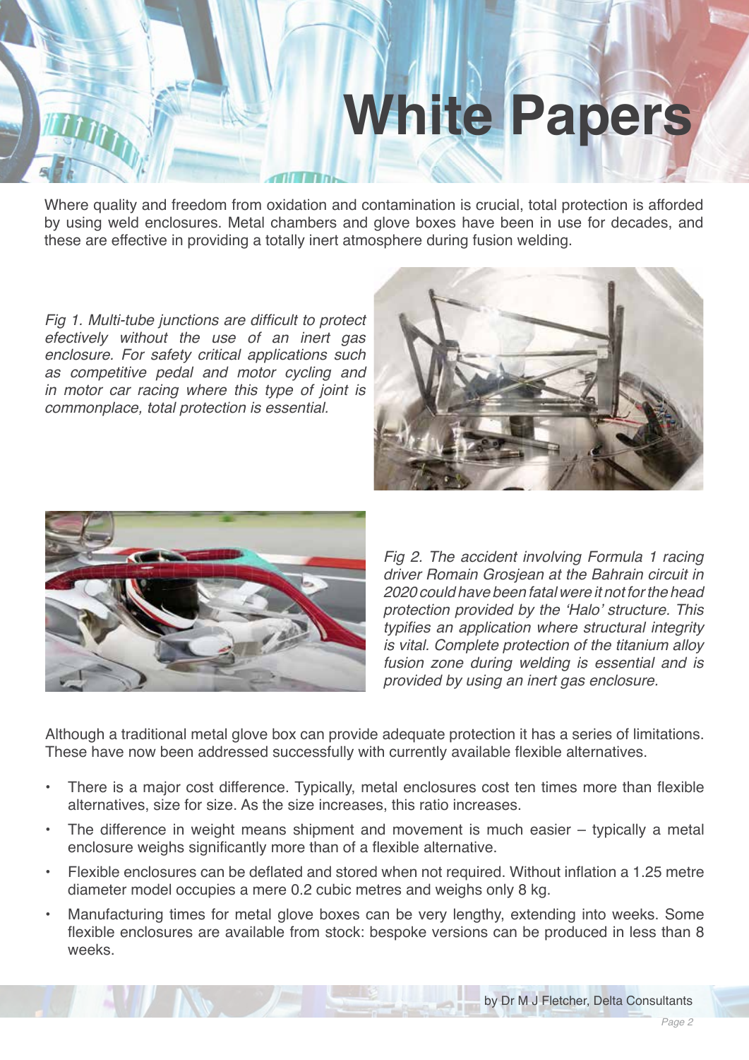# White Papers

Where quality and freedom from oxidation and contamination is crucial, total protection is afforded by using weld enclosures. Metal chambers and glove boxes have been in use for decades, and these are effective in providing a totally inert atmosphere during fusion welding.

*Fig 1. Multi-tube junctions are difficult to protect efectively without the use of an inert gas enclosure. For safety critical applications such as competitive pedal and motor cycling and in motor car racing where this type of joint is commonplace, total protection is essential.*

*Fig 2. The accident involving Formula 1 racing driver Romain Grosjean at the Bahrain circuit in 2020 could have been fatal were it not for the head protection provided by the 'Halo' structure. This typifies an application where structural integrity is vital. Complete protection of the titanium alloy fusion zone during welding is essential and is provided by using an inert gas enclosure.*

Although a traditional metal glove box can provide adequate protection it has a series of limitations. These have now been addressed successfully with currently available flexible alternatives.

- There is a major cost difference. Typically, metal enclosures cost ten times more than flexible alternatives, size for size. As the size increases, this ratio increases.
- The difference in weight means shipment and movement is much easier – typically a metal enclosure weighs significantly more than of a flexible alternative.
- Flexible enclosures can be deflated and stored when not required. Without inflation a 1.25 metre diameter model occupies a mere 0.2 cubic metres and weighs only 8 kg.
- Manufacturing times for metal glove boxes can be very lengthy, extending into weeks. Some flexible enclosures are available from stock: bespoke versions can be produced in less than 8 weeks.

by Dr M J Fletcher, Delta Consultants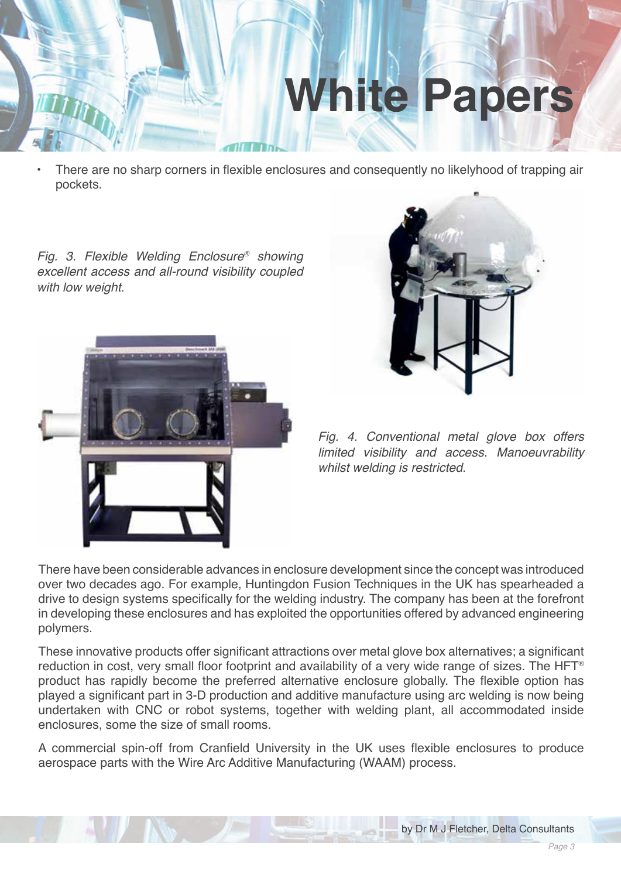- There are no sharp corners in flexible enclosures and consequently no likelyhood of trapping air pockets.

*Fig. 3. Flexible Welding Enclosure® showing excellent access and all-round visibility coupled with low weight.*

*Fig. 4. Conventional metal glove box offers limited visibility and access. Manoeuvrability whilst welding is restricted.*

There have been considerable advances in enclosure development since the concept was introduced over two decades ago. For example, Huntingdon Fusion Techniques in the UK has spearheaded a drive to design systems specifically for the welding industry. The company has been at the forefront in developing these enclosures and has exploited the opportunities offered by advanced engineering polymers.

These innovative products offer significant attractions over metal glove box alternatives; a significant reduction in cost, very small floor footprint and availability of a very wide range of sizes. The HFT® product has rapidly become the preferred alternative enclosure globally. The flexible option has played a significant part in 3-D production and additive manufacture using arc welding is now being undertaken with CNC or robot systems, together with welding plant, all accommodated inside enclosures, some the size of small rooms.

A commercial spin-off from Cranfield University in the UK uses flexible enclosures to produce aerospace parts with the Wire Arc Additive Manufacturing (WAAM) process.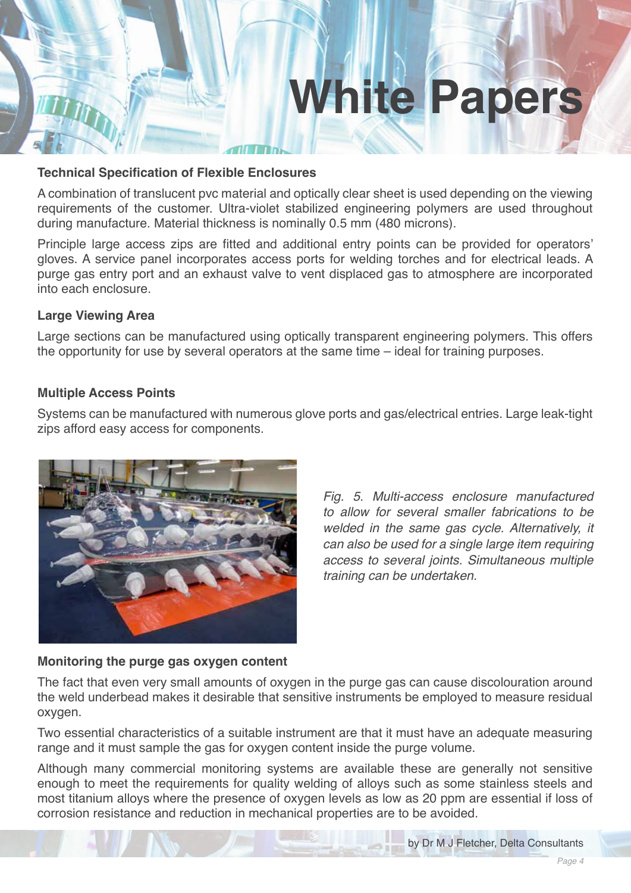# White Papers

### Technical Specification of Flexible Enclosures

A combination of translucent pvc material and optically clear sheet is used depending on the viewing requirements of the customer. Ultra-violet stabilized engineering polymers are used throughout during manufacture. Material thickness is nominally 0.5 mm (480 microns).

Principle large access zips are fitted and additional entry points can be provided for operators' gloves. A service panel incorporates access ports for welding torches and for electrical leads. A purge gas entry port and an exhaust valve to vent displaced gas to atmosphere are incorporated into each enclosure.

### Large Viewing Area

Large sections can be manufactured using optically transparent engineering polymers. This offers the opportunity for use by several operators at the same time – ideal for training purposes.

### Multiple Access Points

Systems can be manufactured with numerous glove ports and gas/electrical entries. Large leak-tight zips afford easy access for components.

*Fig. 5. Multi-access enclosure manufactured to allow for several smaller fabrications to be welded in the same gas cycle. Alternatively, it can also be used for a single large item requiring access to several joints. Simultaneous multiple training can be undertaken.*

### Monitoring the purge gas oxygen content

The fact that even very small amounts of oxygen in the purge gas can cause discolouration around the weld underbead makes it desirable that sensitive instruments be employed to measure residual oxygen.

Two essential characteristics of a suitable instrument are that it must have an adequate measuring range and it must sample the gas for oxygen content inside the purge volume.

Although many commercial monitoring systems are available these are generally not sensitive enough to meet the requirements for quality welding of alloys such as some stainless steels and most titanium alloys where the presence of oxygen levels as low as 20 ppm are essential if loss of corrosion resistance and reduction in mechanical properties are to be avoided.

by Dr M J Fletcher, Delta Consultants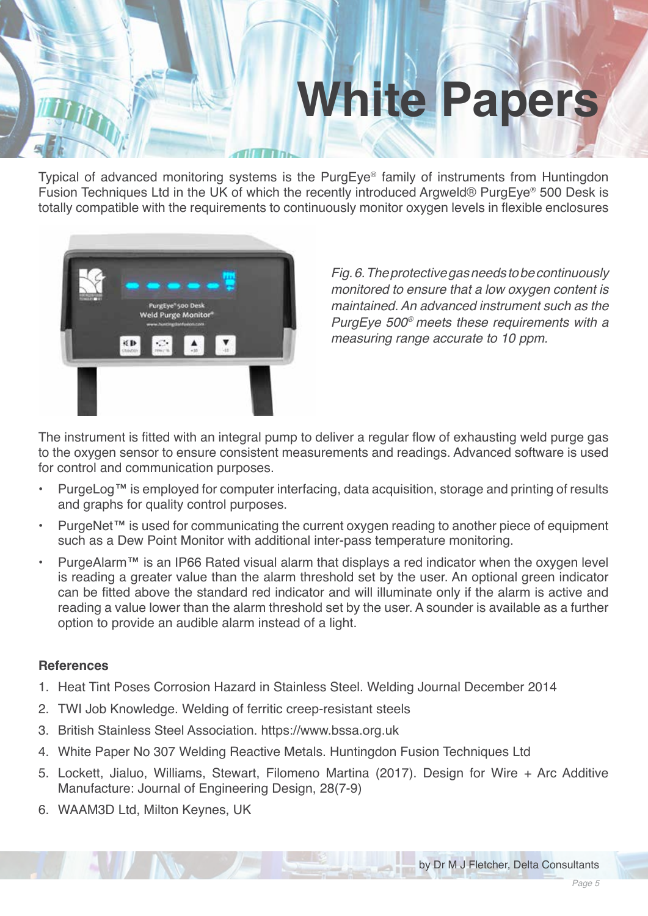# White Papers

Typical of advanced monitoring systems is the PurgEye® family of instruments from Huntingdon Fusion Techniques Ltd in the UK of which the recently introduced Argweld® PurgEye® 500 Desk is totally compatible with the requirements to continuously monitor oxygen levels in flexible enclosures

*Fig. 6. The protective gas needs to be continuously monitored to ensure that a low oxygen content is maintained. An advanced instrument such as the PurgEye 500® meets these requirements with a measuring range accurate to 10 ppm.*

The instrument is fitted with an integral pump to deliver a regular flow of exhausting weld purge gas to the oxygen sensor to ensure consistent measurements and readings. Advanced software is used for control and communication purposes.

- PurgeLog™ is employed for computer interfacing, data acquisition, storage and printing of results and graphs for quality control purposes.
- PurgeNet™ is used for communicating the current oxygen reading to another piece of equipment such as a Dew Point Monitor with additional inter-pass temperature monitoring.
- PurgeAlarm™ is an IP66 Rated visual alarm that displays a red indicator when the oxygen level is reading a greater value than the alarm threshold set by the user. An optional green indicator can be fitted above the standard red indicator and will illuminate only if the alarm is active and reading a value lower than the alarm threshold set by the user. A sounder is available as a further option to provide an audible alarm instead of a light.

### References

1. Heat Tint Poses Corrosion Hazard in Stainless Steel. Welding Journal December 2014
2. TWI Job Knowledge. Welding of ferritic creep-resistant steels
3. British Stainless Steel Association. https://www.bssa.org.uk
4. White Paper No 307 Welding Reactive Metals. Huntingdon Fusion Techniques Ltd
5. Lockett, Jialuo, Williams, Stewart, Filomeno Martina (2017). Design for Wire + Arc Additive Manufacture: Journal of Engineering Design, 28(7-9)
6. WAAM3D Ltd, Milton Keynes, UK

by Dr M J Fletcher, Delta Consultants